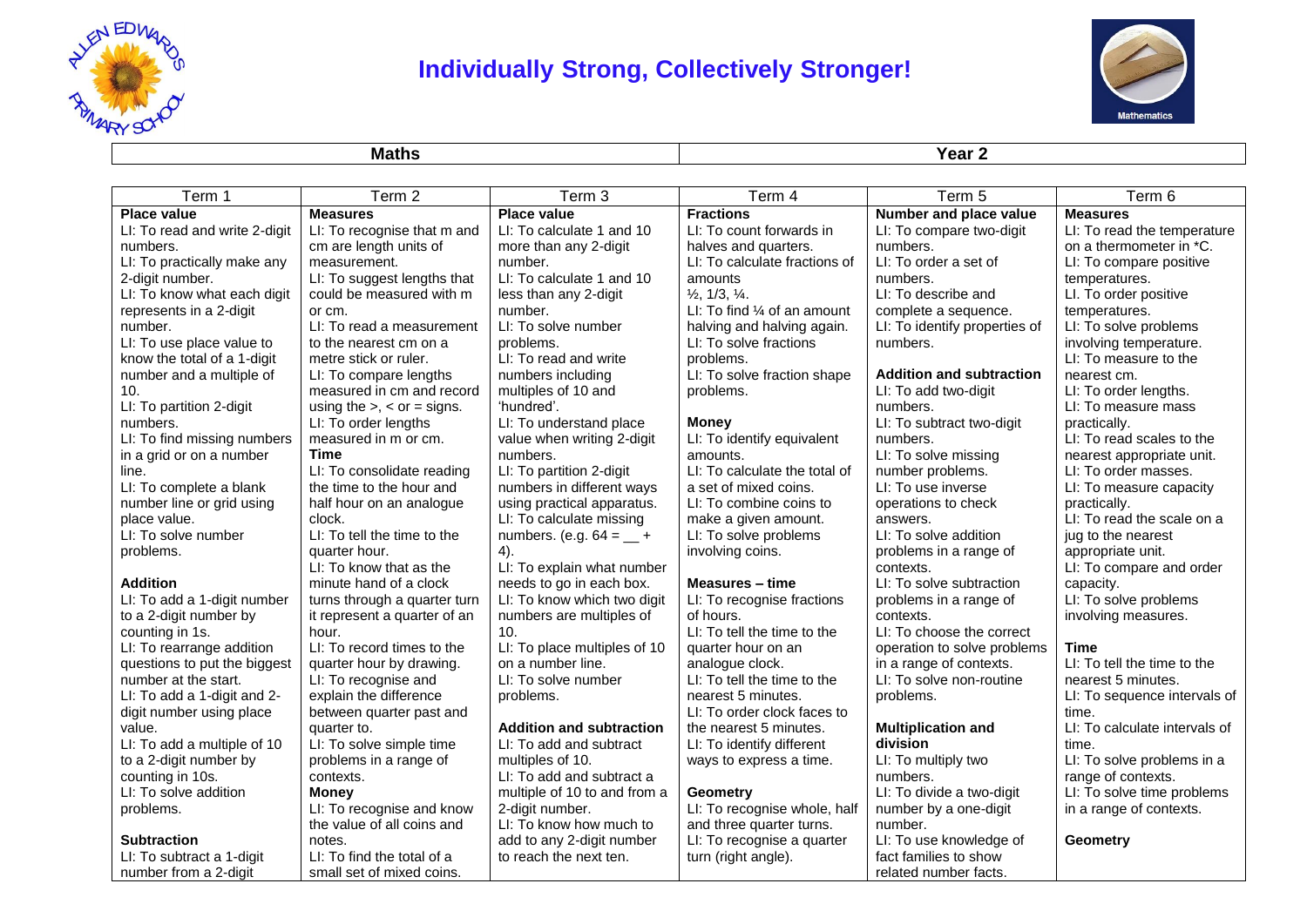# Individually Strong, Collectively Stronger!

| Maths | Year 2 |
| --- | --- |

| Term 1 | Term 2 | Term 3 | Term 4 | Term 5 | Term 6 |
| --- | --- | --- | --- | --- | --- |
| **Place value**<br>LI: To read and write 2-digit numbers.<br>LI: To practically make any 2-digit number.<br>LI: To know what each digit represents in a 2-digit number.<br>LI: To use place value to know the total of a 1-digit number and a multiple of 10.<br>LI: To partition 2-digit numbers.<br>LI: To find missing numbers in a grid or on a number line.<br>LI: To complete a blank number line or grid using place value.<br>LI: To solve number problems.<br><br>**Addition**<br>LI: To add a 1-digit number to a 2-digit number by counting in 1s.<br>LI: To rearrange addition questions to put the biggest number at the start.<br>LI: To add a 1-digit and 2-digit number using place value.<br>LI: To add a multiple of 10 to a 2-digit number by counting in 10s.<br>LI: To solve addition problems.<br><br>**Subtraction**<br>LI: To subtract a 1-digit number from a 2-digit | **Measures**<br>LI: To recognise that m and cm are length units of measurement.<br>LI: To suggest lengths that could be measured with m or cm.<br>LI: To read a measurement to the nearest cm on a metre stick or ruler.<br>LI: To compare lengths measured in cm and record using the >, < or = signs.<br>LI: To order lengths measured in m or cm.<br>**Time**<br>LI: To consolidate reading the time to the hour and half hour on an analogue clock.<br>LI: To tell the time to the quarter hour.<br>LI: To know that as the minute hand of a clock turns through a quarter turn it represent a quarter of an hour.<br>LI: To record times to the quarter hour by drawing.<br>LI: To recognise and explain the difference between quarter past and quarter to.<br>LI: To solve simple time problems in a range of contexts.<br>**Money**<br>LI: To recognise and know the value of all coins and notes.<br>LI: To find the total of a small set of mixed coins. | **Place value**<br>LI: To calculate 1 and 10 more than any 2-digit number.<br>LI: To calculate 1 and 10 less than any 2-digit number.<br>LI: To solve number problems.<br>LI: To read and write numbers including multiples of 10 and 'hundred'.<br>LI: To understand place value when writing 2-digit numbers.<br>LI: To partition 2-digit numbers in different ways using practical apparatus.<br>LI: To calculate missing numbers. (e.g. 64 = __ + 4).<br>LI: To explain what number needs to go in each box.<br>LI: To know which two digit numbers are multiples of 10.<br>LI: To place multiples of 10 on a number line.<br>LI: To solve number problems.<br><br>**Addition and subtraction**<br>LI: To add and subtract multiples of 10.<br>LI: To add and subtract a multiple of 10 to and from a 2-digit number.<br>LI: To know how much to add to any 2-digit number to reach the next ten. | **Fractions**<br>LI: To count forwards in halves and quarters.<br>LI: To calculate fractions of amounts<br>½, 1/3, ¼.<br>LI: To find ¼ of an amount halving and halving again.<br>LI: To solve fractions problems.<br>LI: To solve fraction shape problems.<br><br>**Money**<br>LI: To identify equivalent amounts.<br>LI: To calculate the total of a set of mixed coins.<br>LI: To combine coins to make a given amount.<br>LI: To solve problems involving coins.<br><br>**Measures – time**<br>LI: To recognise fractions of hours.<br>LI: To tell the time to the quarter hour on an analogue clock.<br>LI: To tell the time to the nearest 5 minutes.<br>LI: To order clock faces to the nearest 5 minutes.<br>LI: To identify different ways to express a time.<br><br>**Geometry**<br>LI: To recognise whole, half and three quarter turns.<br>LI: To recognise a quarter turn (right angle). | **Number and place value**<br>LI: To compare two-digit numbers.<br>LI: To order a set of numbers.<br>LI: To describe and complete a sequence.<br>LI: To identify properties of numbers.<br><br>**Addition and subtraction**<br>LI: To add two-digit numbers.<br>LI: To subtract two-digit numbers.<br>LI: To solve missing number problems.<br>LI: To use inverse operations to check answers.<br>LI: To solve addition problems in a range of contexts.<br>LI: To solve subtraction problems in a range of contexts.<br>LI: To choose the correct operation to solve problems in a range of contexts.<br>LI: To solve non-routine problems.<br><br>**Multiplication and division**<br>LI: To multiply two numbers.<br>LI: To divide a two-digit number by a one-digit number.<br>LI: To use knowledge of fact families to show related number facts. | **Measures**<br>LI: To read the temperature on a thermometer in *C.<br>LI: To compare positive temperatures.<br>LI. To order positive temperatures.<br>LI: To solve problems involving temperature.<br>LI: To measure to the nearest cm.<br>LI: To order lengths.<br>LI: To measure mass practically.<br>LI: To read scales to the nearest appropriate unit.<br>LI: To order masses.<br>LI: To measure capacity practically.<br>LI: To read the scale on a jug to the nearest appropriate unit.<br>LI: To compare and order capacity.<br>LI: To solve problems involving measures.<br><br>**Time**<br>LI: To tell the time to the nearest 5 minutes.<br>LI: To sequence intervals of time.<br>LI: To calculate intervals of time.<br>LI: To solve problems in a range of contexts.<br>LI: To solve time problems in a range of contexts.<br><br>**Geometry** |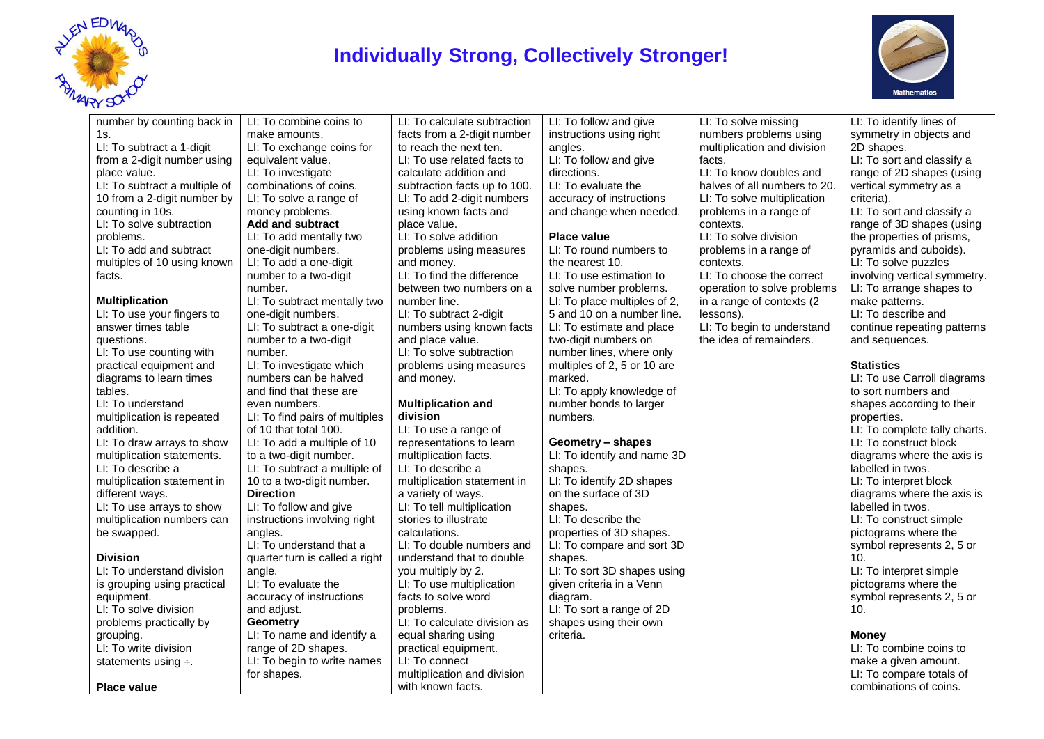# Individually Strong, Collectively Stronger!

| | | | | | |
|---|---|---|---|---|---|
| number by counting back in 1s.<br>LI: To subtract a 1-digit from a 2-digit number using place value.<br>LI: To subtract a multiple of 10 from a 2-digit number by counting in 10s.<br>LI: To solve subtraction problems.<br>LI: To add and subtract multiples of 10 using known facts.<br><br>**Multiplication**<br>LI: To use your fingers to answer times table questions.<br>LI: To use counting with practical equipment and diagrams to learn times tables.<br>LI: To understand multiplication is repeated addition.<br>LI: To draw arrays to show multiplication statements.<br>LI: To describe a multiplication statement in different ways.<br>LI: To use arrays to show multiplication numbers can be swapped.<br><br>**Division**<br>LI: To understand division is grouping using practical equipment.<br>LI: To solve division problems practically by grouping.<br>LI: To write division statements using ÷.<br><br>**Place value** | LI: To combine coins to make amounts.<br>LI: To exchange coins for equivalent value.<br>LI: To investigate combinations of coins.<br>LI: To solve a range of money problems.<br>**Add and subtract**<br>LI: To add mentally two one-digit numbers.<br>LI: To add a one-digit number to a two-digit number.<br>LI: To subtract mentally two one-digit numbers.<br>LI: To subtract a one-digit number to a two-digit number.<br>LI: To investigate which numbers can be halved and find that these are even numbers.<br>LI: To find pairs of multiples of 10 that total 100.<br>LI: To add a multiple of 10 to a two-digit number.<br>LI: To subtract a multiple of 10 to a two-digit number.<br>**Direction**<br>LI: To follow and give instructions involving right angles.<br>LI: To understand that a quarter turn is called a right angle.<br>LI: To evaluate the accuracy of instructions and adjust.<br>**Geometry**<br>LI: To name and identify a range of 2D shapes.<br>LI: To begin to write names for shapes. | LI: To calculate subtraction facts from a 2-digit number to reach the next ten.<br>LI: To use related facts to calculate addition and subtraction facts up to 100.<br>LI: To add 2-digit numbers using known facts and place value.<br>LI: To solve addition problems using measures and money.<br>LI: To find the difference between two numbers on a number line.<br>LI: To subtract 2-digit numbers using known facts and place value.<br>LI: To solve subtraction problems using measures and money.<br><br>**Multiplication and division**<br>LI: To use a range of representations to learn multiplication facts.<br>LI: To describe a multiplication statement in a variety of ways.<br>LI: To tell multiplication stories to illustrate calculations.<br>LI: To double numbers and understand that to double you multiply by 2.<br>LI: To use multiplication facts to solve word problems.<br>LI: To calculate division as equal sharing using practical equipment.<br>LI: To connect multiplication and division with known facts. | LI: To follow and give instructions using right angles.<br>LI: To follow and give directions.<br>LI: To evaluate the accuracy of instructions and change when needed.<br><br>**Place value**<br>LI: To round numbers to the nearest 10.<br>LI: To use estimation to solve number problems.<br>LI: To place multiples of 2, 5 and 10 on a number line.<br>LI: To estimate and place two-digit numbers on number lines, where only multiples of 2, 5 or 10 are marked.<br>LI: To apply knowledge of number bonds to larger numbers.<br><br>**Geometry – shapes**<br>LI: To identify and name 3D shapes.<br>LI: To identify 2D shapes on the surface of 3D shapes.<br>LI: To describe the properties of 3D shapes.<br>LI: To compare and sort 3D shapes.<br>LI: To sort 3D shapes using given criteria in a Venn diagram.<br>LI: To sort a range of 2D shapes using their own criteria. | LI: To solve missing numbers problems using multiplication and division facts.<br>LI: To know doubles and halves of all numbers to 20.<br>LI: To solve multiplication problems in a range of contexts.<br>LI: To solve division problems in a range of contexts.<br>LI: To choose the correct operation to solve problems in a range of contexts (2 lessons).<br>LI: To begin to understand the idea of remainders. | LI: To identify lines of symmetry in objects and 2D shapes.<br>LI: To sort and classify a range of 2D shapes (using vertical symmetry as a criteria).<br>LI: To sort and classify a range of 3D shapes (using the properties of prisms, pyramids and cuboids).<br>LI: To solve puzzles involving vertical symmetry.<br>LI: To arrange shapes to make patterns.<br>LI: To describe and continue repeating patterns and sequences.<br><br>**Statistics**<br>LI: To use Carroll diagrams to sort numbers and shapes according to their properties.<br>LI: To complete tally charts.<br>LI: To construct block diagrams where the axis is labelled in twos.<br>LI: To interpret block diagrams where the axis is labelled in twos.<br>LI: To construct simple pictograms where the symbol represents 2, 5 or 10.<br>LI: To interpret simple pictograms where the symbol represents 2, 5 or 10.<br><br>**Money**<br>LI: To combine coins to make a given amount.<br>LI: To compare totals of combinations of coins. |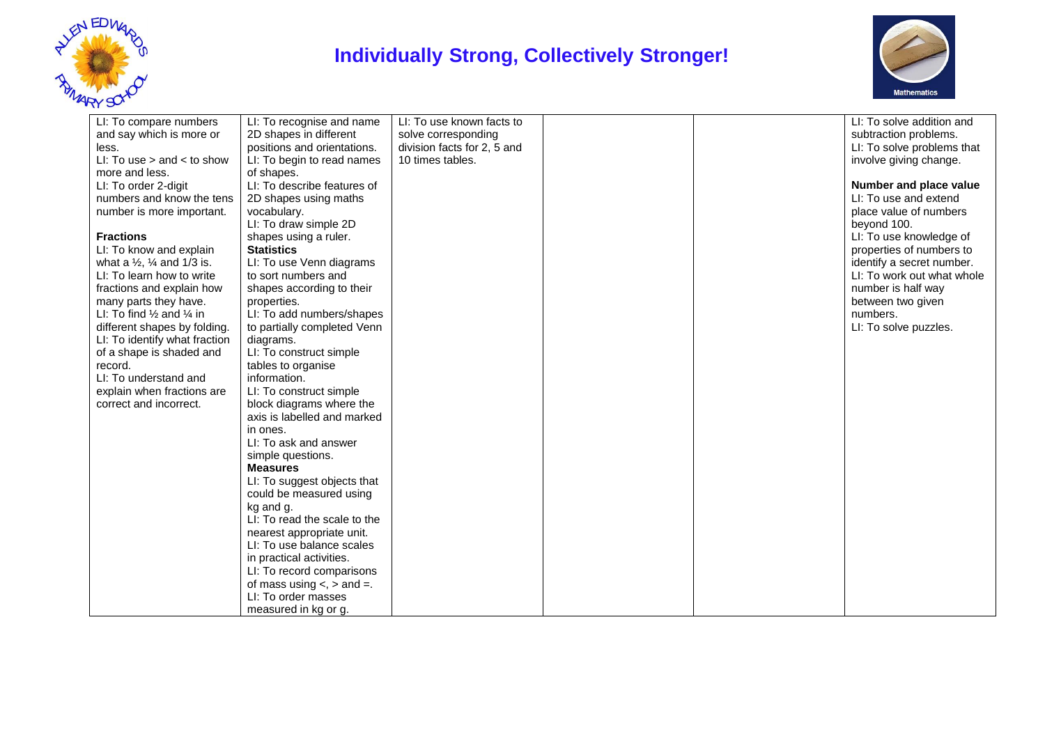# Individually Strong, Collectively Stronger!

| | | | | | |
|---|---|---|---|---|---|
| LI: To compare numbers and say which is more or less.<br>LI: To use > and < to show more and less.<br>LI: To order 2-digit numbers and know the tens number is more important.<br><br>**Fractions**<br>LI: To know and explain what a ½, ¼ and 1/3 is.<br>LI: To learn how to write fractions and explain how many parts they have.<br>LI: To find ½ and ¼ in different shapes by folding.<br>LI: To identify what fraction of a shape is shaded and record.<br>LI: To understand and explain when fractions are correct and incorrect. | LI: To recognise and name 2D shapes in different positions and orientations.<br>LI: To begin to read names of shapes.<br>LI: To describe features of 2D shapes using maths vocabulary.<br>LI: To draw simple 2D shapes using a ruler.<br>**Statistics**<br>LI: To use Venn diagrams to sort numbers and shapes according to their properties.<br>LI: To add numbers/shapes to partially completed Venn diagrams.<br>LI: To construct simple tables to organise information.<br>LI: To construct simple block diagrams where the axis is labelled and marked in ones.<br>LI: To ask and answer simple questions.<br>**Measures**<br>LI: To suggest objects that could be measured using kg and g.<br>LI: To read the scale to the nearest appropriate unit.<br>LI: To use balance scales in practical activities.<br>LI: To record comparisons of mass using <, > and =.<br>LI: To order masses measured in kg or g. | LI: To use known facts to solve corresponding division facts for 2, 5 and 10 times tables. | | | LI: To solve addition and subtraction problems.<br>LI: To solve problems that involve giving change.<br><br>**Number and place value**<br>LI: To use and extend place value of numbers beyond 100.<br>LI: To use knowledge of properties of numbers to identify a secret number.<br>LI: To work out what whole number is half way between two given numbers.<br>LI: To solve puzzles. |